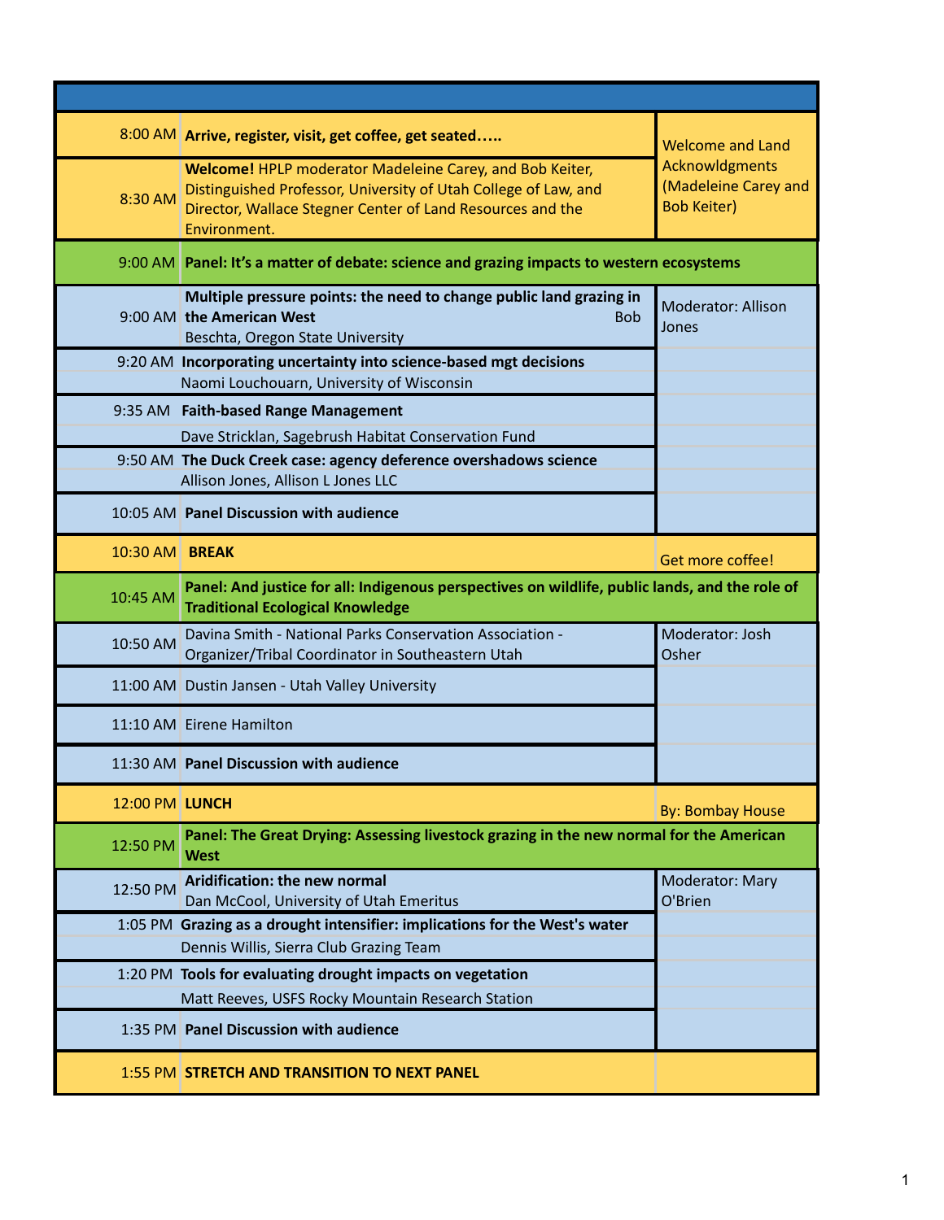| | | |
|---|---|---|
| 8:00 AM | **Arrive, register, visit, get coffee, get seated…..** | Welcome and Land Acknowldgments (Madeleine Carey and Bob Keiter) |
| 8:30 AM | **Welcome!** HPLP moderator Madeleine Carey, and Bob Keiter, Distinguished Professor, University of Utah College of Law, and Director, Wallace Stegner Center of Land Resources and the Environment. | |
| 9:00 AM | **Panel: It's a matter of debate: science and grazing impacts to western ecosystems** | |
| 9:00 AM | **Multiple pressure points: the need to change public land grazing in the American West** Bob Beschta, Oregon State University | Moderator: Allison Jones |
| 9:20 AM | **Incorporating uncertainty into science-based mgt decisions** Naomi Louchouarn, University of Wisconsin | |
| 9:35 AM | **Faith-based Range Management** Dave Stricklan, Sagebrush Habitat Conservation Fund | |
| 9:50 AM | **The Duck Creek case: agency deference overshadows science** Allison Jones, Allison L Jones LLC | |
| 10:05 AM | **Panel Discussion with audience** | |
| 10:30 AM | **BREAK** | Get more coffee! |
| 10:45 AM | **Panel: And justice for all: Indigenous perspectives on wildlife, public lands, and the role of Traditional Ecological Knowledge** | |
| 10:50 AM | Davina Smith - National Parks Conservation Association - Organizer/Tribal Coordinator in Southeastern Utah | Moderator: Josh Osher |
| 11:00 AM | Dustin Jansen - Utah Valley University | |
| 11:10 AM | Eirene Hamilton | |
| 11:30 AM | **Panel Discussion with audience** | |
| 12:00 PM | **LUNCH** | By: Bombay House |
| 12:50 PM | **Panel: The Great Drying: Assessing livestock grazing in the new normal for the American West** | |
| 12:50 PM | **Aridification: the new normal** Dan McCool, University of Utah Emeritus | Moderator: Mary O'Brien |
| 1:05 PM | **Grazing as a drought intensifier: implications for the West's water** Dennis Willis, Sierra Club Grazing Team | |
| 1:20 PM | **Tools for evaluating drought impacts on vegetation** Matt Reeves, USFS Rocky Mountain Research Station | |
| 1:35 PM | **Panel Discussion with audience** | |
| 1:55 PM | **STRETCH AND TRANSITION TO NEXT PANEL** | |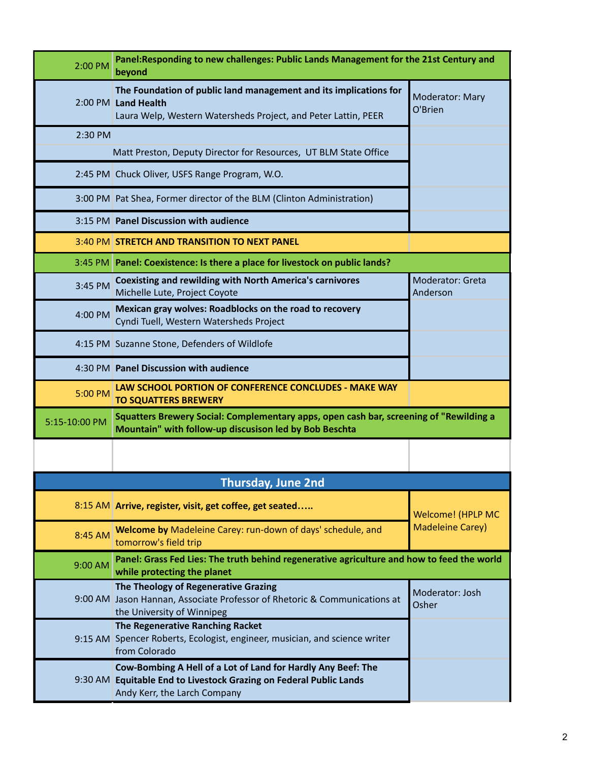| Time | Session | Moderator |
|---|---|---|
| 2:00 PM | **Panel:Responding to new challenges: Public Lands Management for the 21st Century and beyond** | |
| 2:00 PM | **The Foundation of public land management and its implications for Land Health** Laura Welp, Western Watersheds Project, and Peter Lattin, PEER | Moderator: Mary O'Brien |
| 2:30 PM | | |
| | Matt Preston, Deputy Director for Resources, UT BLM State Office | |
| 2:45 PM | Chuck Oliver, USFS Range Program, W.O. | |
| 3:00 PM | Pat Shea, Former director of the BLM (Clinton Administration) | |
| 3:15 PM | **Panel Discussion with audience** | |
| 3:40 PM | **STRETCH AND TRANSITION TO NEXT PANEL** | |
| 3:45 PM | **Panel: Coexistence: Is there a place for livestock on public lands?** | |
| 3:45 PM | **Coexisting and rewilding with North America's carnivores** Michelle Lute, Project Coyote | Moderator: Greta Anderson |
| 4:00 PM | **Mexican gray wolves: Roadblocks on the road to recovery** Cyndi Tuell, Western Watersheds Project | |
| 4:15 PM | Suzanne Stone, Defenders of Wildlofe | |
| 4:30 PM | **Panel Discussion with audience** | |
| 5:00 PM | **LAW SCHOOL PORTION OF CONFERENCE CONCLUDES - MAKE WAY TO SQUATTERS BREWERY** | |
| 5:15-10:00 PM | **Squatters Brewery Social: Complementary apps, open cash bar, screening of "Rewilding a Mountain" with follow-up discusison led by Bob Beschta** | |

## Thursday, June 2nd

| Time | Session | Moderator |
|---|---|---|
| 8:15 AM | **Arrive, register, visit, get coffee, get seated…..** | Welcome! (HPLP MC Madeleine Carey) |
| 8:45 AM | **Welcome by** Madeleine Carey: run-down of days' schedule, and tomorrow's field trip | |
| 9:00 AM | **Panel: Grass Fed Lies: The truth behind regenerative agriculture and how to feed the world while protecting the planet** | |
| 9:00 AM | **The Theology of Regenerative Grazing** Jason Hannan, Associate Professor of Rhetoric & Communications at the University of Winnipeg | Moderator: Josh Osher |
| 9:15 AM | **The Regenerative Ranching Racket** Spencer Roberts, Ecologist, engineer, musician, and science writer from Colorado | |
| 9:30 AM | **Cow-Bombing A Hell of a Lot of Land for Hardly Any Beef: The Equitable End to Livestock Grazing on Federal Public Lands** Andy Kerr, the Larch Company | |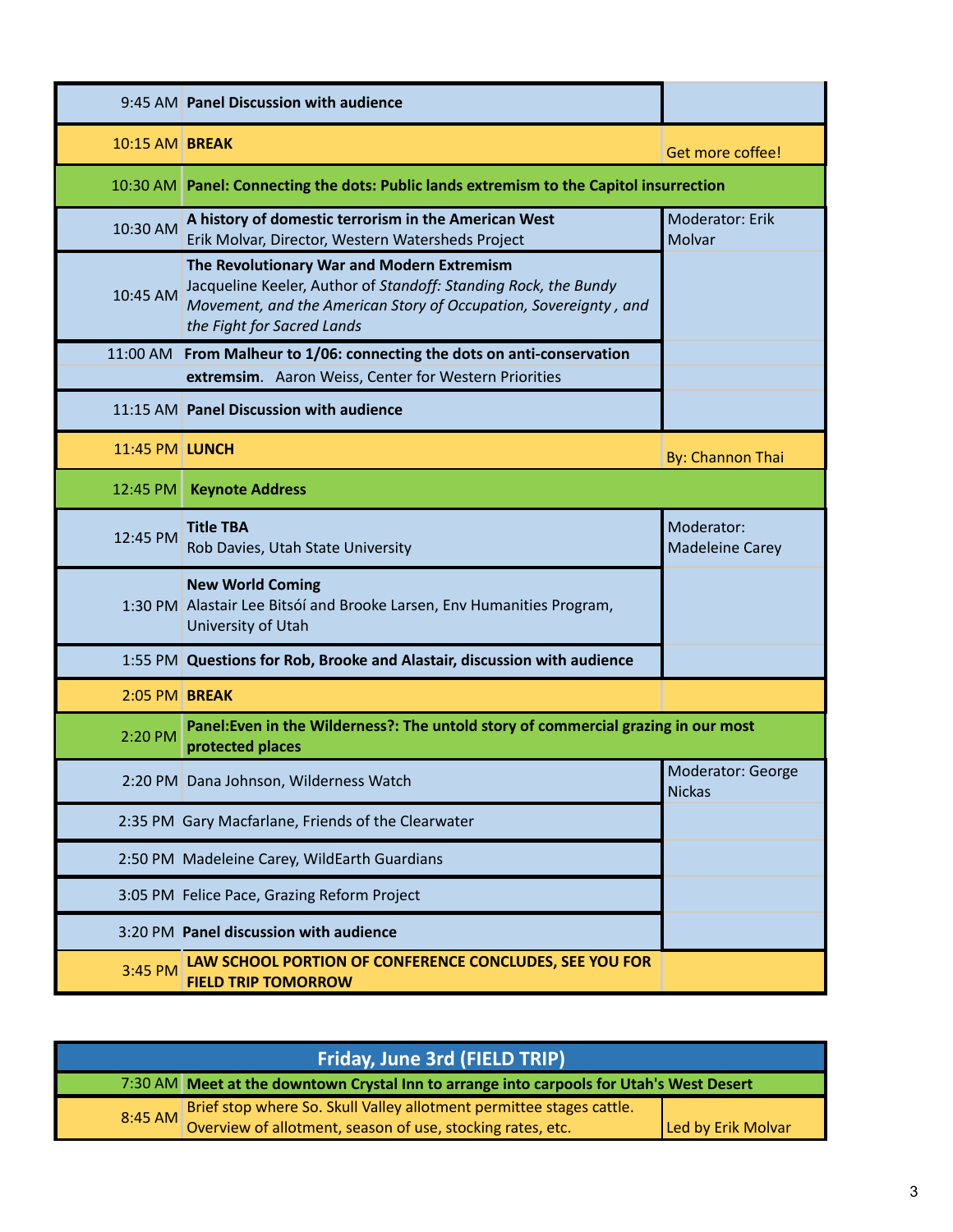| | | |
|---|---|---|
| 9:45 AM | **Panel Discussion with audience** | |
| 10:15 AM | **BREAK** | Get more coffee! |
| 10:30 AM | **Panel: Connecting the dots: Public lands extremism to the Capitol insurrection** | |
| 10:30 AM | **A history of domestic terrorism in the American West**<br>Erik Molvar, Director, Western Watersheds Project | Moderator: Erik Molvar |
| 10:45 AM | **The Revolutionary War and Modern Extremism**<br>Jacqueline Keeler, Author of *Standoff: Standing Rock, the Bundy Movement, and the American Story of Occupation, Sovereignty , and the Fight for Sacred Lands* | |
| 11:00 AM | **From Malheur to 1/06: connecting the dots on anti-conservation extremsim**. Aaron Weiss, Center for Western Priorities | |
| 11:15 AM | **Panel Discussion with audience** | |
| 11:45 PM | **LUNCH** | By: Channon Thai |
| 12:45 PM | **Keynote Address** | |
| 12:45 PM | **Title TBA**<br>Rob Davies, Utah State University | Moderator: Madeleine Carey |
| 1:30 PM | **New World Coming**<br>Alastair Lee Bitsóí and Brooke Larsen, Env Humanities Program, University of Utah | |
| 1:55 PM | **Questions for Rob, Brooke and Alastair, discussion with audience** | |
| 2:05 PM | **BREAK** | |
| 2:20 PM | **Panel:Even in the Wilderness?: The untold story of commercial grazing in our most protected places** | |
| 2:20 PM | Dana Johnson, Wilderness Watch | Moderator: George Nickas |
| 2:35 PM | Gary Macfarlane, Friends of the Clearwater | |
| 2:50 PM | Madeleine Carey, WildEarth Guardians | |
| 3:05 PM | Felice Pace, Grazing Reform Project | |
| 3:20 PM | **Panel discussion with audience** | |
| 3:45 PM | **LAW SCHOOL PORTION OF CONFERENCE CONCLUDES, SEE YOU FOR FIELD TRIP TOMORROW** | |

| **Friday, June 3rd (FIELD TRIP)** | | |
|---|---|---|
| 7:30 AM | **Meet at the downtown Crystal Inn to arrange into carpools for Utah's West Desert** | |
| 8:45 AM | Brief stop where So. Skull Valley allotment permittee stages cattle. Overview of allotment, season of use, stocking rates, etc. | Led by Erik Molvar |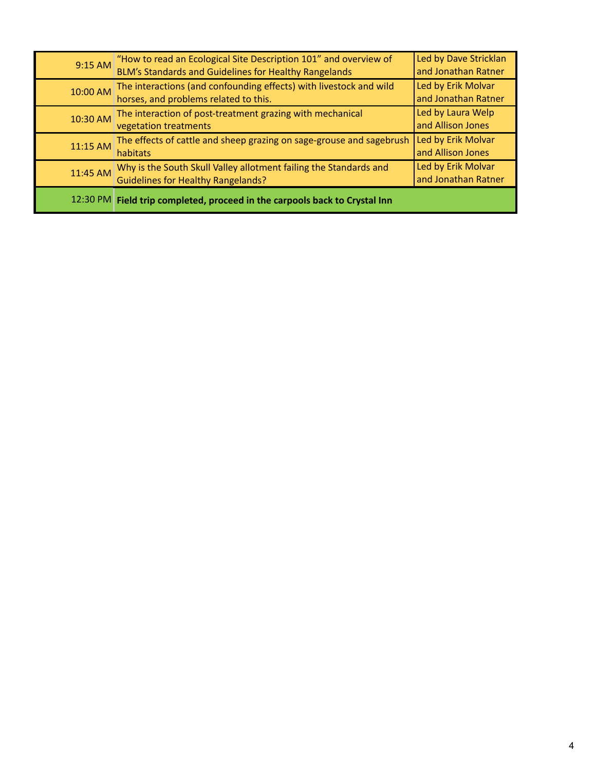| | | |
|---|---|---|
| 9:15 AM | "How to read an Ecological Site Description 101" and overview of BLM's Standards and Guidelines for Healthy Rangelands | Led by Dave Stricklan and Jonathan Ratner |
| 10:00 AM | The interactions (and confounding effects) with livestock and wild horses, and problems related to this. | Led by Erik Molvar and Jonathan Ratner |
| 10:30 AM | The interaction of post-treatment grazing with mechanical vegetation treatments | Led by Laura Welp and Allison Jones |
| 11:15 AM | The effects of cattle and sheep grazing on sage-grouse and sagebrush habitats | Led by Erik Molvar and Allison Jones |
| 11:45 AM | Why is the South Skull Valley allotment failing the Standards and Guidelines for Healthy Rangelands? | Led by Erik Molvar and Jonathan Ratner |
| 12:30 PM | **Field trip completed, proceed in the carpools back to Crystal Inn** | |